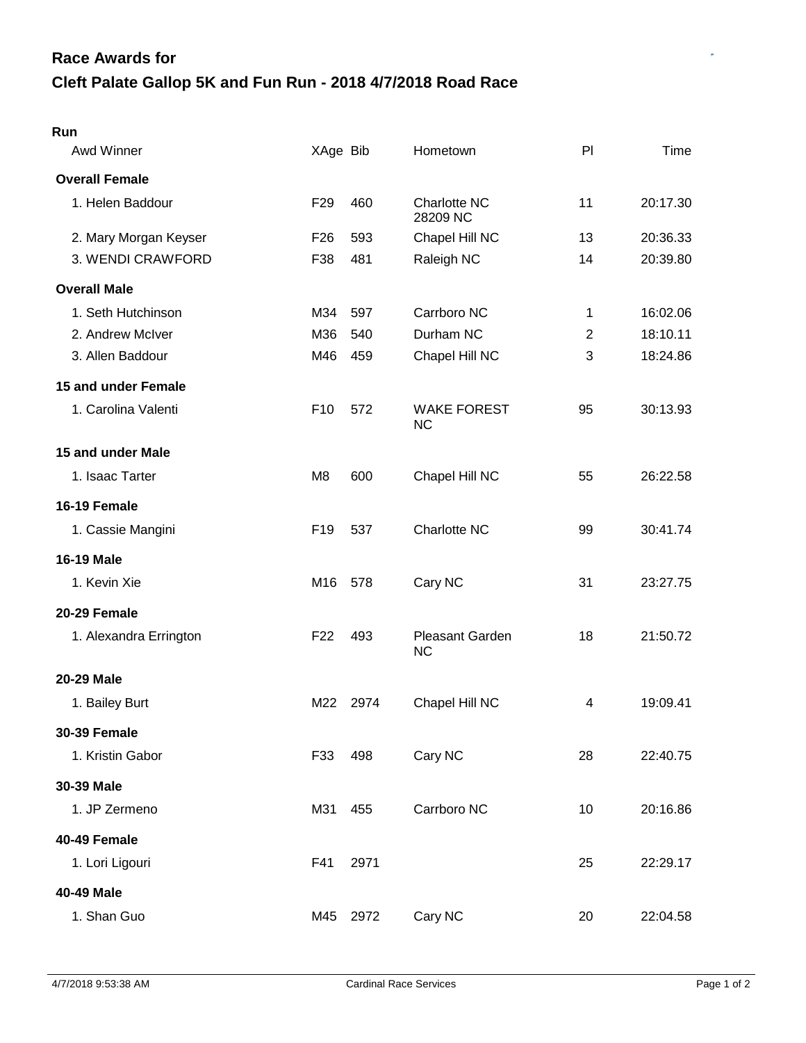## Race Awards for

## Cleft Palate Gallop 5K and Fun Run - 2018 4/7/2018 Road Race

### Run

| Awd Winner | XAge | Bib | Hometown | Pl | Time |
|---|---|---|---|---|---|
| **Overall Female** | | | | | |
| 1. Helen Baddour | F29 | 460 | Charlotte NC 28209 NC | 11 | 20:17.30 |
| 2. Mary Morgan Keyser | F26 | 593 | Chapel Hill NC | 13 | 20:36.33 |
| 3. WENDI CRAWFORD | F38 | 481 | Raleigh NC | 14 | 20:39.80 |
| **Overall Male** | | | | | |
| 1. Seth Hutchinson | M34 | 597 | Carrboro NC | 1 | 16:02.06 |
| 2. Andrew McIver | M36 | 540 | Durham NC | 2 | 18:10.11 |
| 3. Allen Baddour | M46 | 459 | Chapel Hill NC | 3 | 18:24.86 |
| **15 and under Female** | | | | | |
| 1. Carolina Valenti | F10 | 572 | WAKE FOREST NC | 95 | 30:13.93 |
| **15 and under Male** | | | | | |
| 1. Isaac Tarter | M8 | 600 | Chapel Hill NC | 55 | 26:22.58 |
| **16-19 Female** | | | | | |
| 1. Cassie Mangini | F19 | 537 | Charlotte NC | 99 | 30:41.74 |
| **16-19 Male** | | | | | |
| 1. Kevin Xie | M16 | 578 | Cary NC | 31 | 23:27.75 |
| **20-29 Female** | | | | | |
| 1. Alexandra Errington | F22 | 493 | Pleasant Garden NC | 18 | 21:50.72 |
| **20-29 Male** | | | | | |
| 1. Bailey Burt | M22 | 2974 | Chapel Hill NC | 4 | 19:09.41 |
| **30-39 Female** | | | | | |
| 1. Kristin Gabor | F33 | 498 | Cary NC | 28 | 22:40.75 |
| **30-39 Male** | | | | | |
| 1. JP Zermeno | M31 | 455 | Carrboro NC | 10 | 20:16.86 |
| **40-49 Female** | | | | | |
| 1. Lori Ligouri | F41 | 2971 | | 25 | 22:29.17 |
| **40-49 Male** | | | | | |
| 1. Shan Guo | M45 | 2972 | Cary NC | 20 | 22:04.58 |

4/7/2018 9:53:38 AM Cardinal Race Services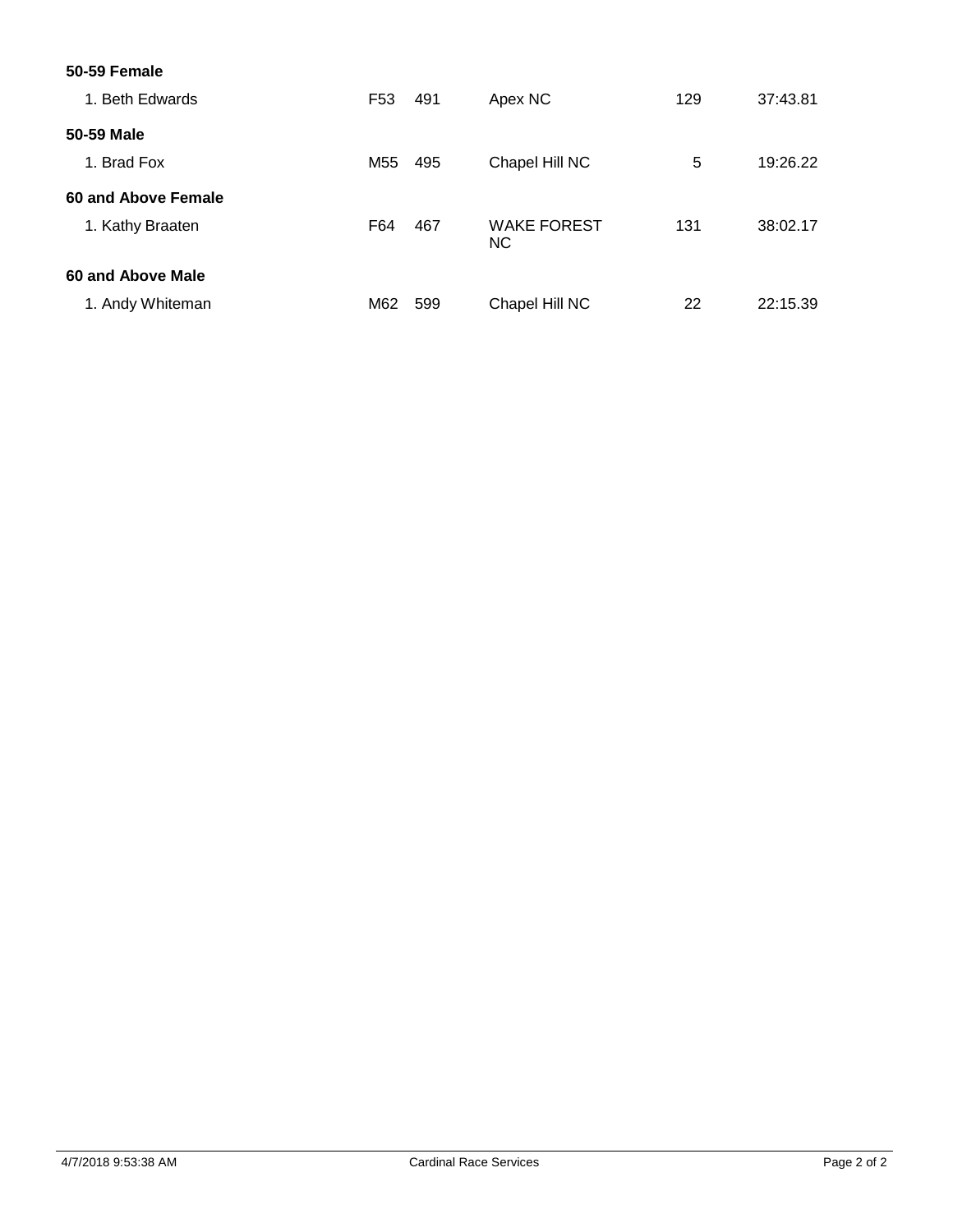**50-59 Female**

| | | | | | |
|---|---|---|---|---|---|
| 1. Beth Edwards | F53 | 491 | Apex NC | 129 | 37:43.81 |

**50-59 Male**

| | | | | | |
|---|---|---|---|---|---|
| 1. Brad Fox | M55 | 495 | Chapel Hill NC | 5 | 19:26.22 |

**60 and Above Female**

| | | | | | |
|---|---|---|---|---|---|
| 1. Kathy Braaten | F64 | 467 | WAKE FOREST NC | 131 | 38:02.17 |

**60 and Above Male**

| | | | | | |
|---|---|---|---|---|---|
| 1. Andy Whiteman | M62 | 599 | Chapel Hill NC | 22 | 22:15.39 |

4/7/2018 9:53:38 AM Cardinal Race Services